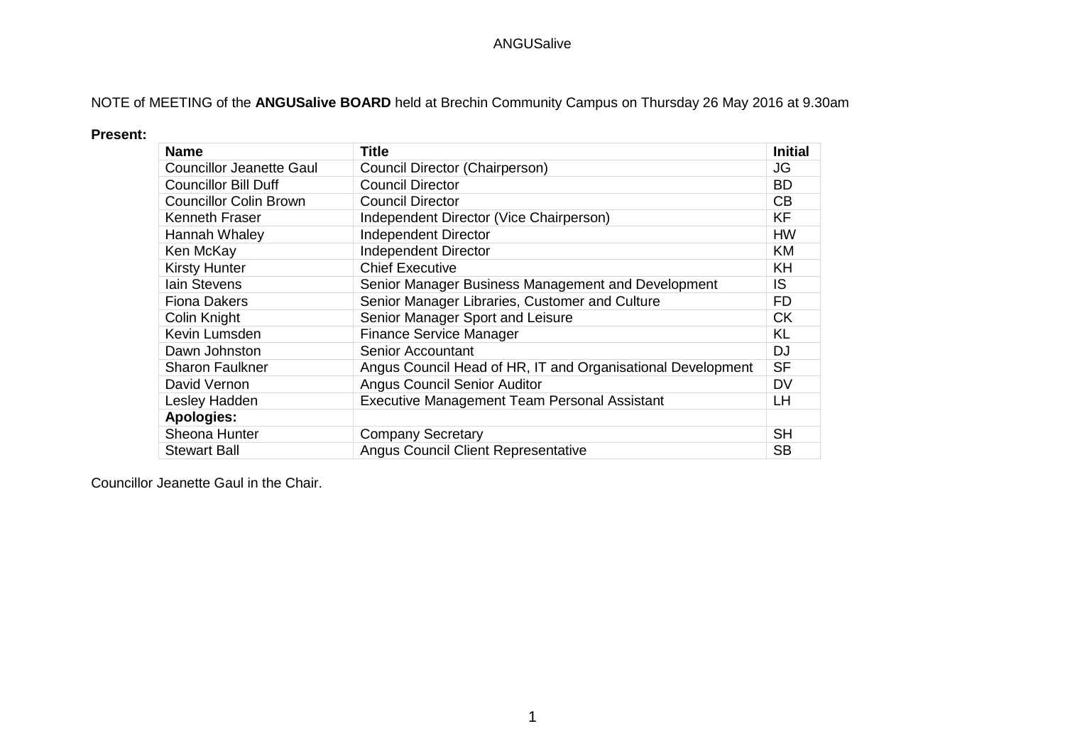NOTE of MEETING of the **ANGUSalive BOARD** held at Brechin Community Campus on Thursday 26 May 2016 at 9.30am

**Present:**

| **Name** | **Title** | **Initial** |
|---|---|---|
| Councillor Jeanette Gaul | Council Director (Chairperson) | JG |
| Councillor Bill Duff | Council Director | BD |
| Councillor Colin Brown | Council Director | CB |
| Kenneth Fraser | Independent Director (Vice Chairperson) | KF |
| Hannah Whaley | Independent Director | HW |
| Ken McKay | Independent Director | KM |
| Kirsty Hunter | Chief Executive | KH |
| Iain Stevens | Senior Manager Business Management and Development | IS |
| Fiona Dakers | Senior Manager Libraries, Customer and Culture | FD |
| Colin Knight | Senior Manager Sport and Leisure | CK |
| Kevin Lumsden | Finance Service Manager | KL |
| Dawn Johnston | Senior Accountant | DJ |
| Sharon Faulkner | Angus Council Head of HR, IT and Organisational Development | SF |
| David Vernon | Angus Council Senior Auditor | DV |
| Lesley Hadden | Executive Management Team Personal Assistant | LH |
| **Apologies:** | | |
| Sheona Hunter | Company Secretary | SH |
| Stewart Ball | Angus Council Client Representative | SB |

Councillor Jeanette Gaul in the Chair.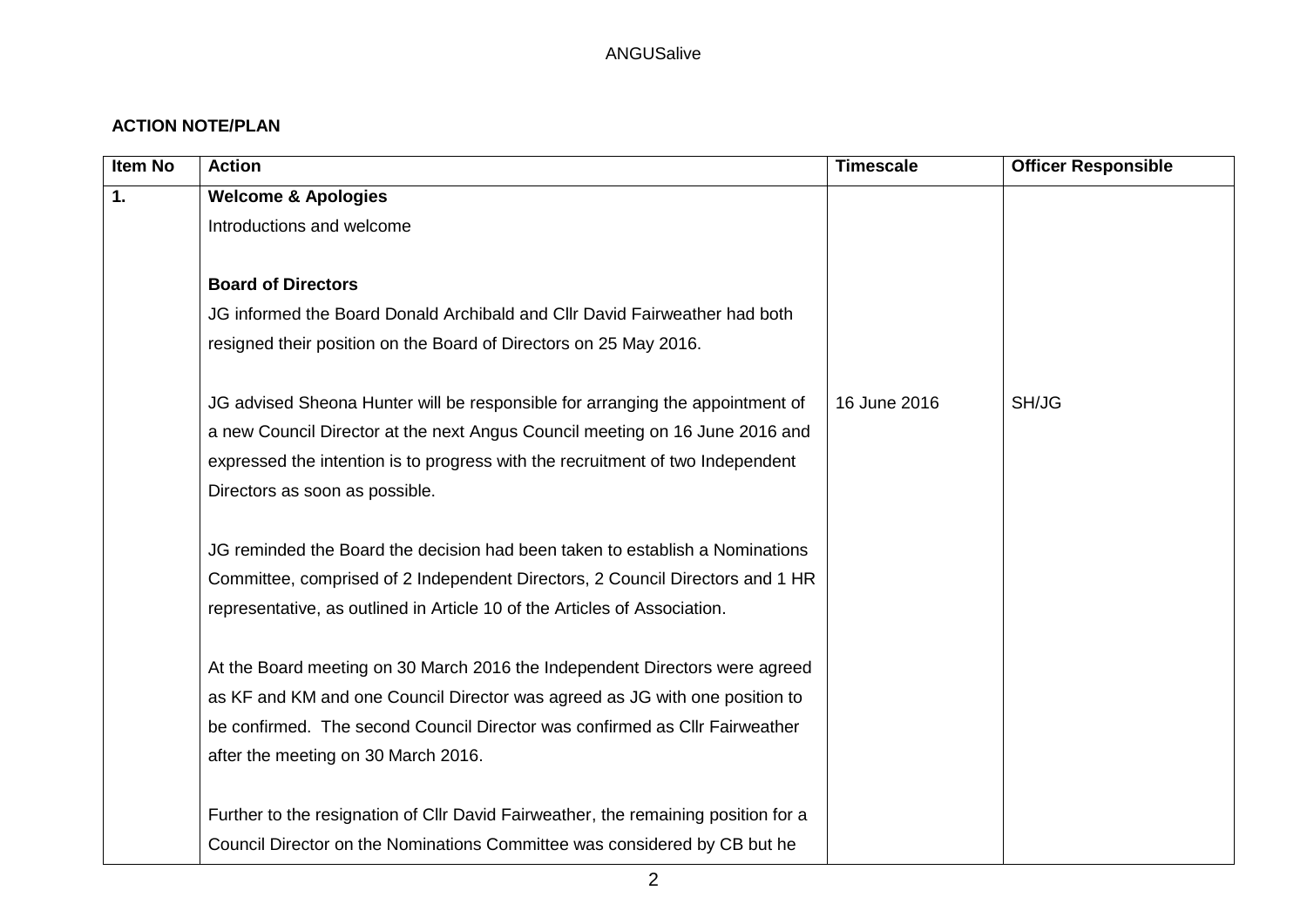ANGUSalive

**ACTION NOTE/PLAN**

| Item No | Action | Timescale | Officer Responsible |
|---|---|---|---|
| **1.** | **Welcome & Apologies**<br>Introductions and welcome<br><br>**Board of Directors**<br>JG informed the Board Donald Archibald and Cllr David Fairweather had both resigned their position on the Board of Directors on 25 May 2016.<br><br>JG advised Sheona Hunter will be responsible for arranging the appointment of a new Council Director at the next Angus Council meeting on 16 June 2016 and expressed the intention is to progress with the recruitment of two Independent Directors as soon as possible.<br><br>JG reminded the Board the decision had been taken to establish a Nominations Committee, comprised of 2 Independent Directors, 2 Council Directors and 1 HR representative, as outlined in Article 10 of the Articles of Association.<br><br>At the Board meeting on 30 March 2016 the Independent Directors were agreed as KF and KM and one Council Director was agreed as JG with one position to be confirmed. The second Council Director was confirmed as Cllr Fairweather after the meeting on 30 March 2016.<br><br>Further to the resignation of Cllr David Fairweather, the remaining position for a Council Director on the Nominations Committee was considered by CB but he | 16 June 2016 | SH/JG |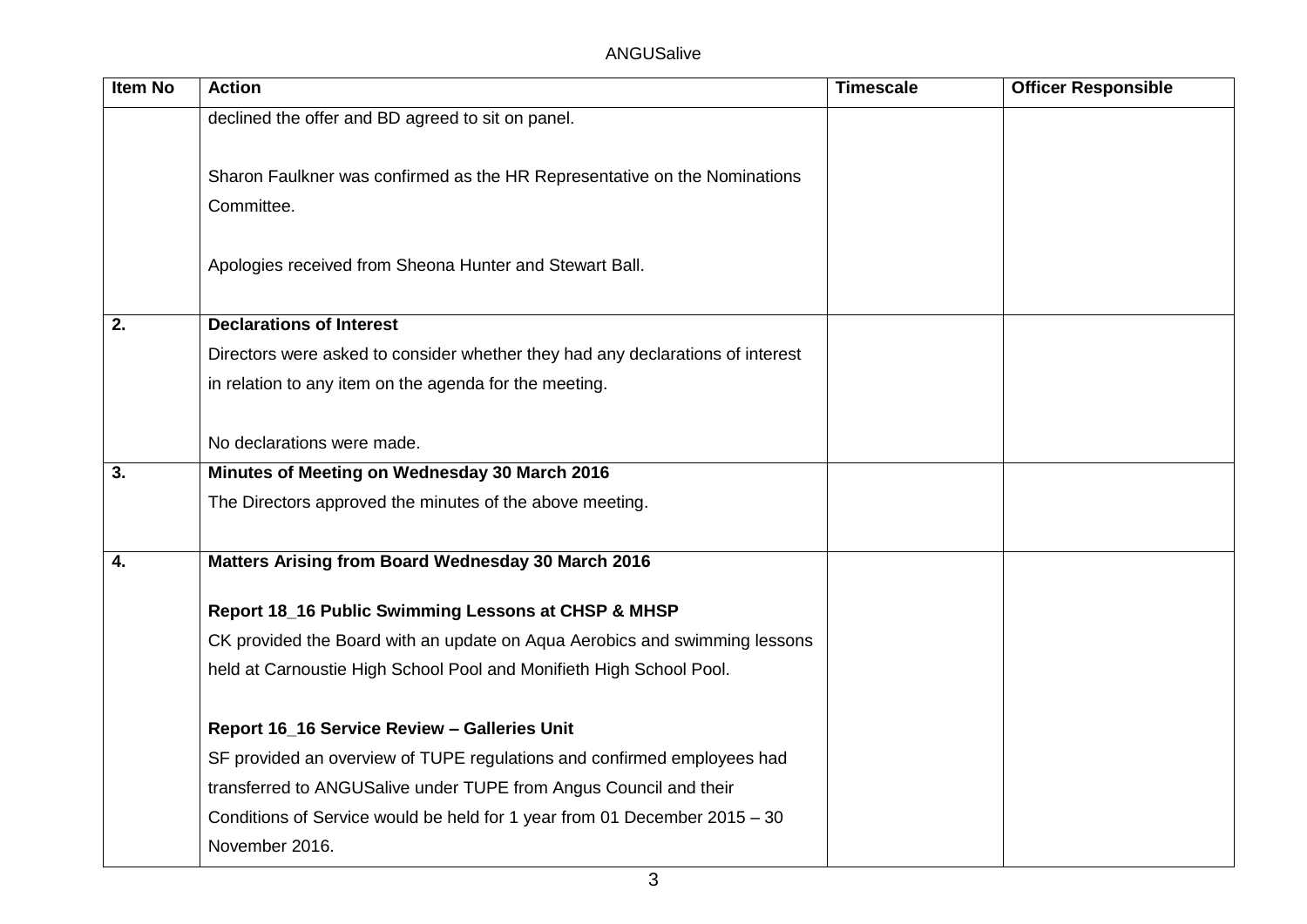| Item No | Action | Timescale | Officer Responsible |
|---|---|---|---|
| | declined the offer and BD agreed to sit on panel.<br><br>Sharon Faulkner was confirmed as the HR Representative on the Nominations Committee.<br><br>Apologies received from Sheona Hunter and Stewart Ball. | | |
| **2.** | **Declarations of Interest**<br>Directors were asked to consider whether they had any declarations of interest in relation to any item on the agenda for the meeting.<br><br>No declarations were made. | | |
| **3.** | **Minutes of Meeting on Wednesday 30 March 2016**<br>The Directors approved the minutes of the above meeting. | | |
| **4.** | **Matters Arising from Board Wednesday 30 March 2016**<br><br>**Report 18_16 Public Swimming Lessons at CHSP & MHSP**<br>CK provided the Board with an update on Aqua Aerobics and swimming lessons held at Carnoustie High School Pool and Monifieth High School Pool.<br><br>**Report 16_16 Service Review – Galleries Unit**<br>SF provided an overview of TUPE regulations and confirmed employees had transferred to ANGUSalive under TUPE from Angus Council and their Conditions of Service would be held for 1 year from 01 December 2015 – 30 November 2016. | | |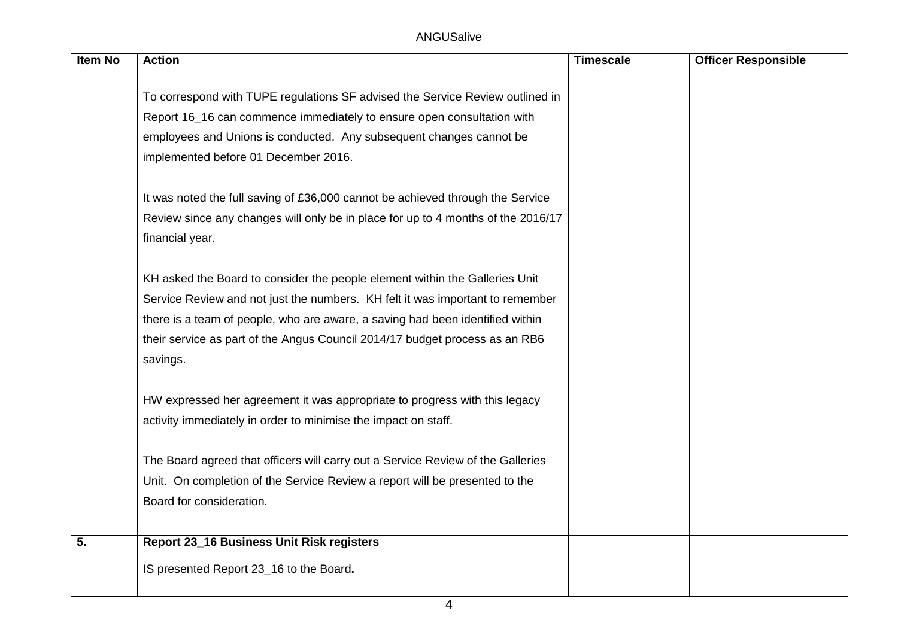| Item No | Action | Timescale | Officer Responsible |
|---|---|---|---|
| | To correspond with TUPE regulations SF advised the Service Review outlined in Report 16_16 can commence immediately to ensure open consultation with employees and Unions is conducted. Any subsequent changes cannot be implemented before 01 December 2016.<br><br>It was noted the full saving of £36,000 cannot be achieved through the Service Review since any changes will only be in place for up to 4 months of the 2016/17 financial year.<br><br>KH asked the Board to consider the people element within the Galleries Unit Service Review and not just the numbers. KH felt it was important to remember there is a team of people, who are aware, a saving had been identified within their service as part of the Angus Council 2014/17 budget process as an RB6 savings.<br><br>HW expressed her agreement it was appropriate to progress with this legacy activity immediately in order to minimise the impact on staff.<br><br>The Board agreed that officers will carry out a Service Review of the Galleries Unit. On completion of the Service Review a report will be presented to the Board for consideration. | | |
| **5.** | **Report 23_16 Business Unit Risk registers**<br><br>IS presented Report 23_16 to the Board**.** | | |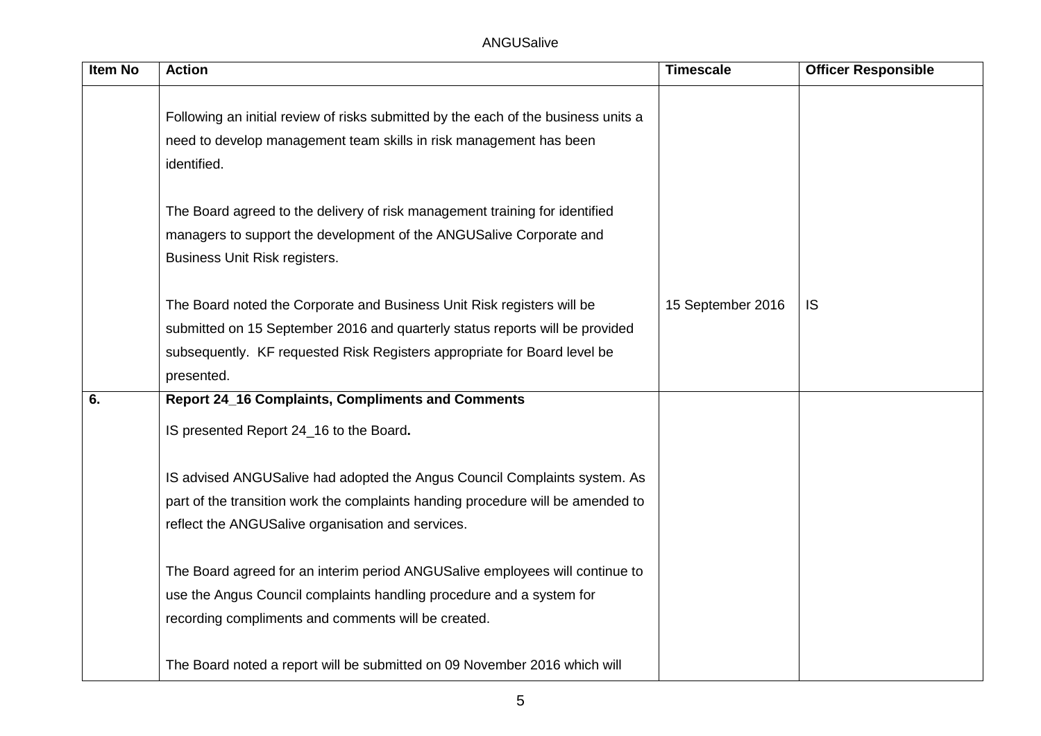| Item No | Action | Timescale | Officer Responsible |
|---|---|---|---|
| | Following an initial review of risks submitted by the each of the business units a need to develop management team skills in risk management has been identified.<br><br>The Board agreed to the delivery of risk management training for identified managers to support the development of the ANGUSalive Corporate and Business Unit Risk registers.<br><br>The Board noted the Corporate and Business Unit Risk registers will be submitted on 15 September 2016 and quarterly status reports will be provided subsequently. KF requested Risk Registers appropriate for Board level be presented. | 15 September 2016 | IS |
| **6.** | **Report 24_16 Complaints, Compliments and Comments**<br><br>IS presented Report 24_16 to the Board.<br><br>IS advised ANGUSalive had adopted the Angus Council Complaints system. As part of the transition work the complaints handing procedure will be amended to reflect the ANGUSalive organisation and services.<br><br>The Board agreed for an interim period ANGUSalive employees will continue to use the Angus Council complaints handling procedure and a system for recording compliments and comments will be created.<br><br>The Board noted a report will be submitted on 09 November 2016 which will | | |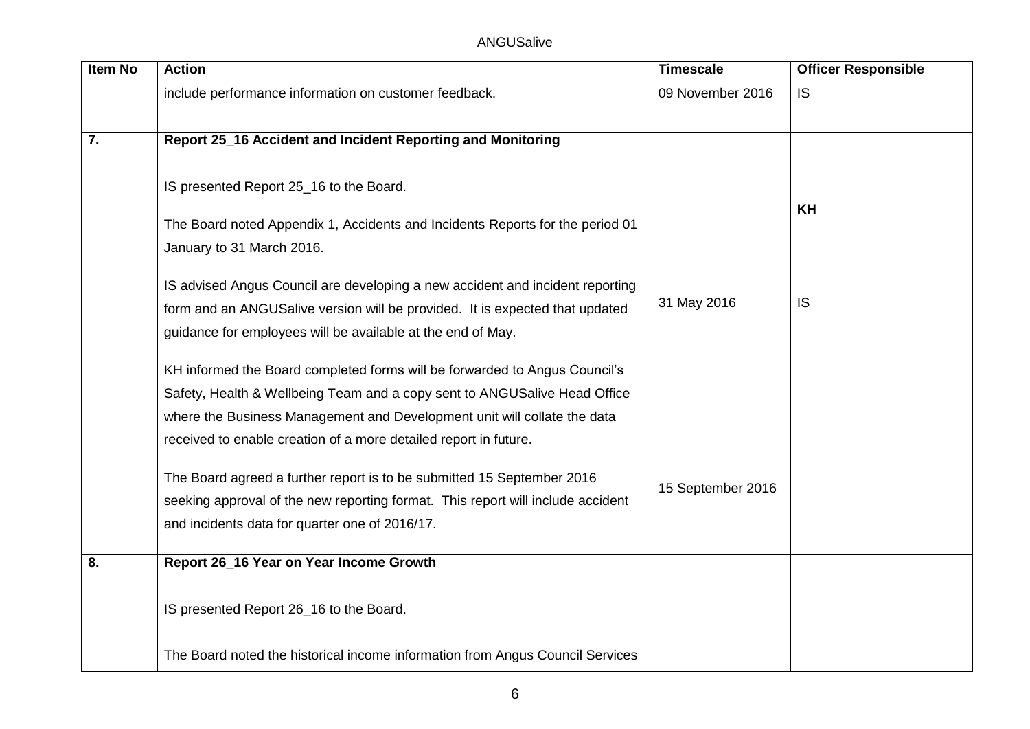| Item No | Action | Timescale | Officer Responsible |
|---|---|---|---|
| | include performance information on customer feedback. | 09 November 2016 | IS |
| **7.** | **Report 25_16 Accident and Incident Reporting and Monitoring**<br><br>IS presented Report 25_16 to the Board.<br><br>The Board noted Appendix 1, Accidents and Incidents Reports for the period 01 January to 31 March 2016.<br><br>IS advised Angus Council are developing a new accident and incident reporting form and an ANGUSalive version will be provided. It is expected that updated guidance for employees will be available at the end of May.<br><br>KH informed the Board completed forms will be forwarded to Angus Council's Safety, Health & Wellbeing Team and a copy sent to ANGUSalive Head Office where the Business Management and Development unit will collate the data received to enable creation of a more detailed report in future.<br><br>The Board agreed a further report is to be submitted 15 September 2016 seeking approval of the new reporting format. This report will include accident and incidents data for quarter one of 2016/17. | 31 May 2016<br><br>15 September 2016 | **KH**<br><br>IS |
| **8.** | **Report 26_16 Year on Year Income Growth**<br><br>IS presented Report 26_16 to the Board.<br><br>The Board noted the historical income information from Angus Council Services | | |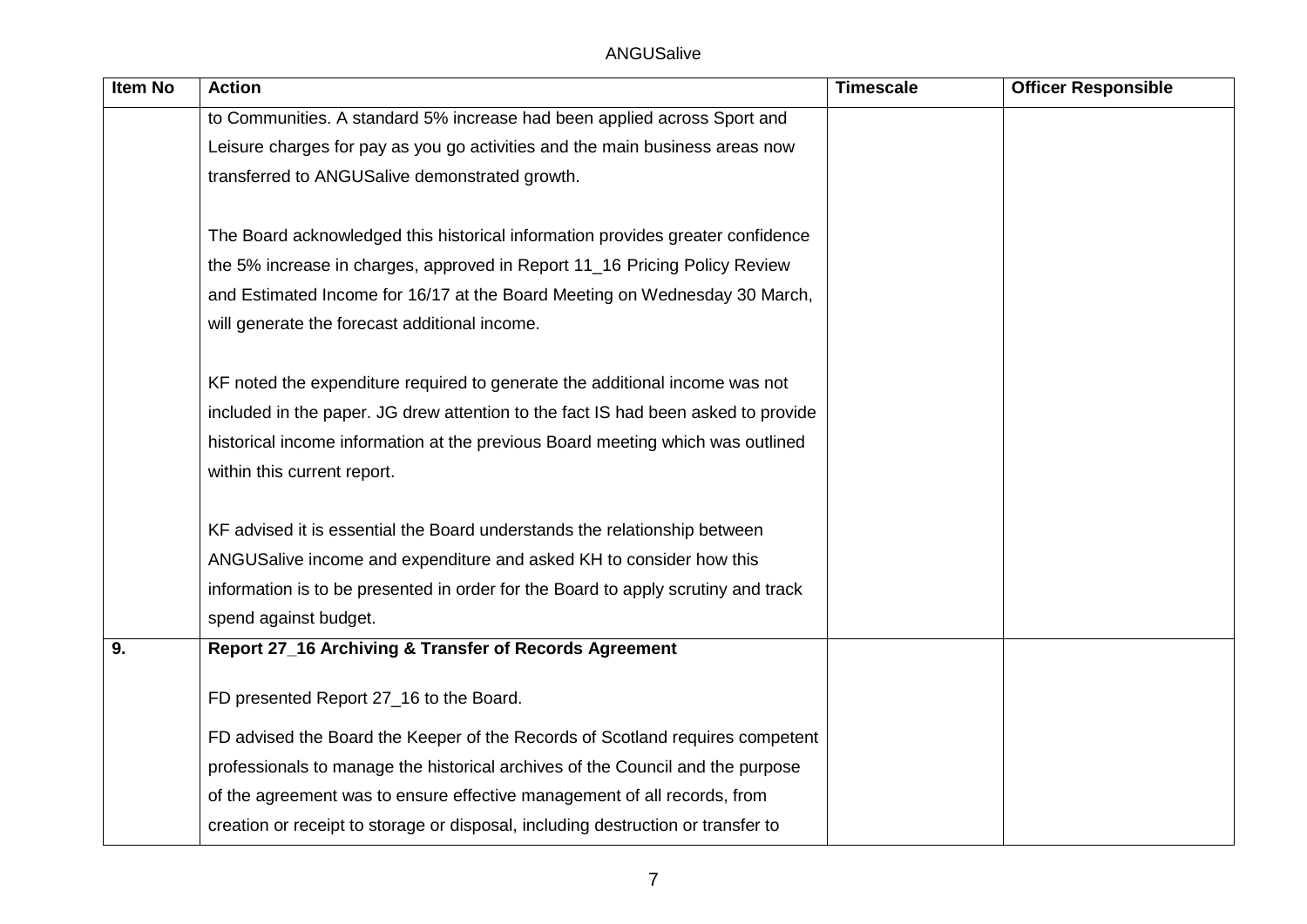| Item No | Action | Timescale | Officer Responsible |
|---|---|---|---|
| | to Communities. A standard 5% increase had been applied across Sport and Leisure charges for pay as you go activities and the main business areas now transferred to ANGUSalive demonstrated growth.<br><br>The Board acknowledged this historical information provides greater confidence the 5% increase in charges, approved in Report 11_16 Pricing Policy Review and Estimated Income for 16/17 at the Board Meeting on Wednesday 30 March, will generate the forecast additional income.<br><br>KF noted the expenditure required to generate the additional income was not included in the paper. JG drew attention to the fact IS had been asked to provide historical income information at the previous Board meeting which was outlined within this current report.<br><br>KF advised it is essential the Board understands the relationship between ANGUSalive income and expenditure and asked KH to consider how this information is to be presented in order for the Board to apply scrutiny and track spend against budget. | | |
| **9.** | **Report 27_16 Archiving & Transfer of Records Agreement**<br><br>FD presented Report 27_16 to the Board.<br><br>FD advised the Board the Keeper of the Records of Scotland requires competent professionals to manage the historical archives of the Council and the purpose of the agreement was to ensure effective management of all records, from creation or receipt to storage or disposal, including destruction or transfer to | | |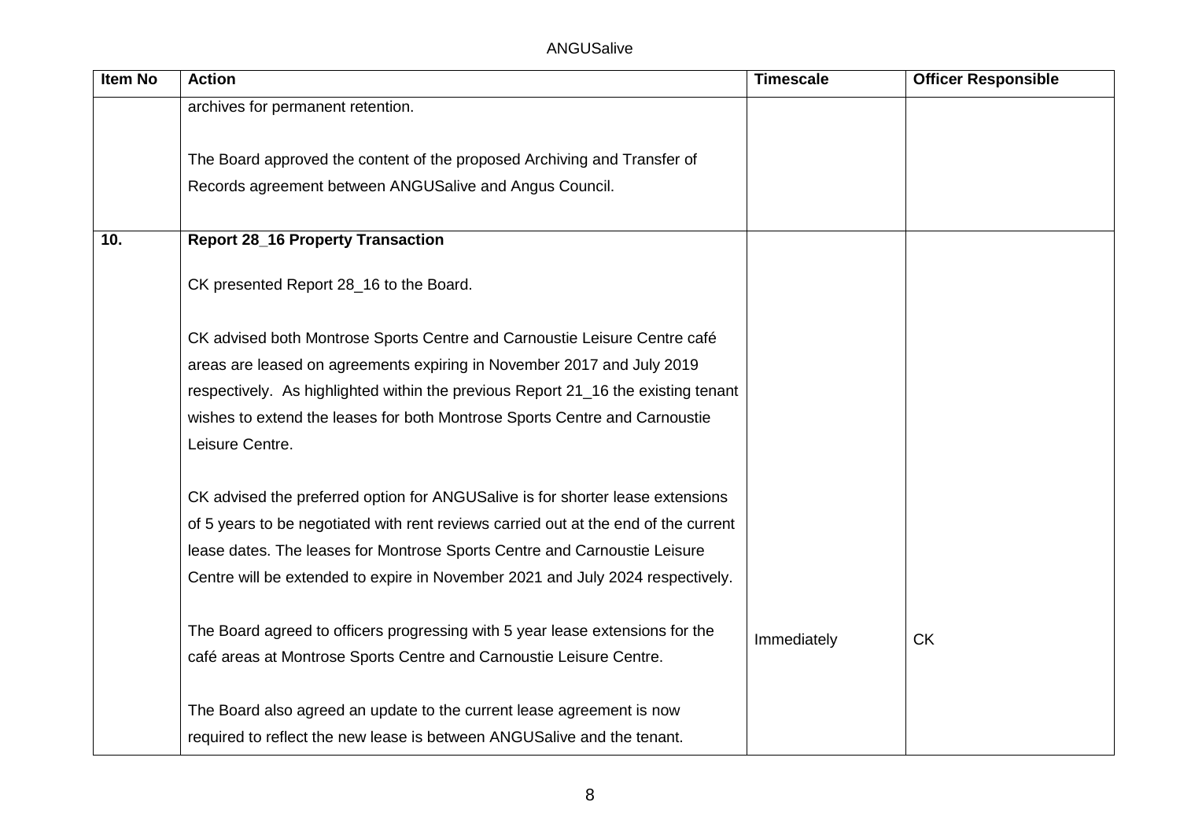| Item No | Action | Timescale | Officer Responsible |
|---|---|---|---|
| | archives for permanent retention.<br><br>The Board approved the content of the proposed Archiving and Transfer of Records agreement between ANGUSalive and Angus Council. | | |
| **10.** | **Report 28_16 Property Transaction**<br><br>CK presented Report 28_16 to the Board.<br><br>CK advised both Montrose Sports Centre and Carnoustie Leisure Centre café areas are leased on agreements expiring in November 2017 and July 2019 respectively. As highlighted within the previous Report 21_16 the existing tenant wishes to extend the leases for both Montrose Sports Centre and Carnoustie Leisure Centre.<br><br>CK advised the preferred option for ANGUSalive is for shorter lease extensions of 5 years to be negotiated with rent reviews carried out at the end of the current lease dates. The leases for Montrose Sports Centre and Carnoustie Leisure Centre will be extended to expire in November 2021 and July 2024 respectively.<br><br>The Board agreed to officers progressing with 5 year lease extensions for the café areas at Montrose Sports Centre and Carnoustie Leisure Centre.<br><br>The Board also agreed an update to the current lease agreement is now required to reflect the new lease is between ANGUSalive and the tenant. | Immediately | CK |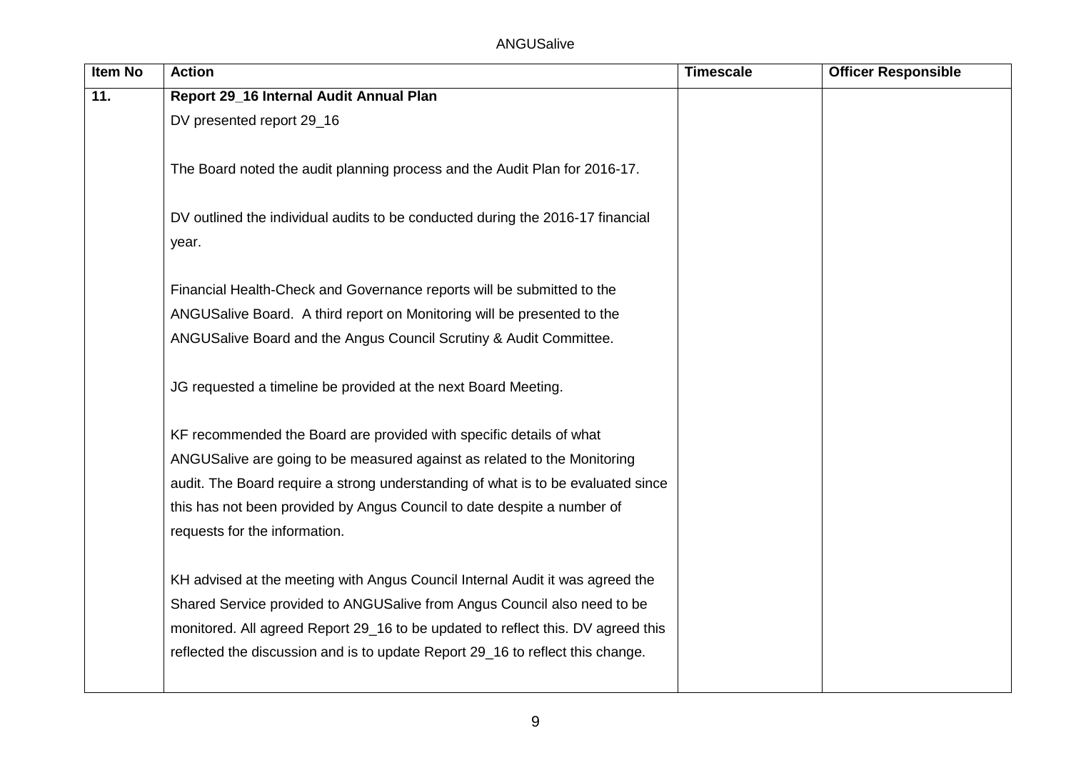| Item No | Action | Timescale | Officer Responsible |
|---|---|---|---|
| 11. | **Report 29_16 Internal Audit Annual Plan**<br>DV presented report 29_16<br><br>The Board noted the audit planning process and the Audit Plan for 2016-17.<br><br>DV outlined the individual audits to be conducted during the 2016-17 financial year.<br><br>Financial Health-Check and Governance reports will be submitted to the ANGUSalive Board. A third report on Monitoring will be presented to the ANGUSalive Board and the Angus Council Scrutiny & Audit Committee.<br><br>JG requested a timeline be provided at the next Board Meeting.<br><br>KF recommended the Board are provided with specific details of what ANGUSalive are going to be measured against as related to the Monitoring audit. The Board require a strong understanding of what is to be evaluated since this has not been provided by Angus Council to date despite a number of requests for the information.<br><br>KH advised at the meeting with Angus Council Internal Audit it was agreed the Shared Service provided to ANGUSalive from Angus Council also need to be monitored. All agreed Report 29_16 to be updated to reflect this. DV agreed this reflected the discussion and is to update Report 29_16 to reflect this change. | | |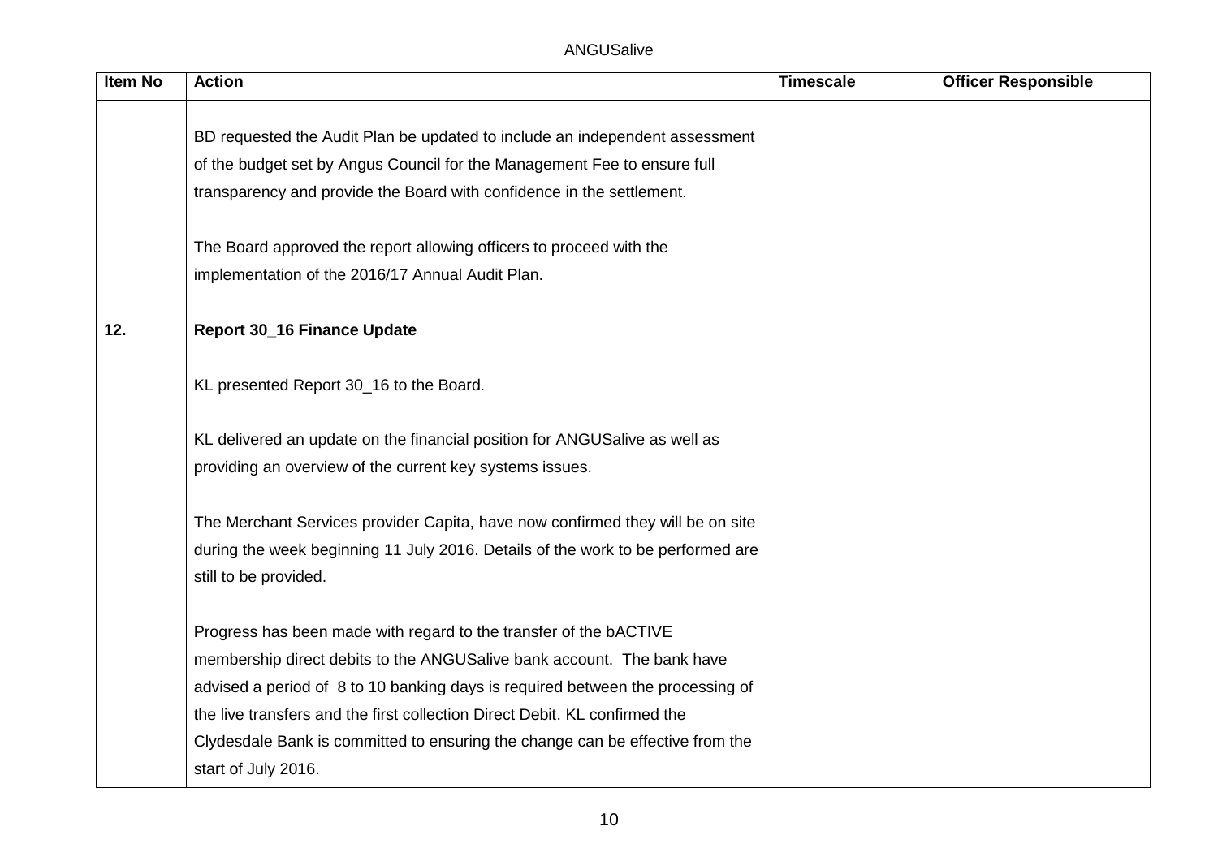| Item No | Action | Timescale | Officer Responsible |
|---|---|---|---|
| | BD requested the Audit Plan be updated to include an independent assessment of the budget set by Angus Council for the Management Fee to ensure full transparency and provide the Board with confidence in the settlement.<br><br>The Board approved the report allowing officers to proceed with the implementation of the 2016/17 Annual Audit Plan. | | |
| **12.** | **Report 30_16 Finance Update**<br><br>KL presented Report 30_16 to the Board.<br><br>KL delivered an update on the financial position for ANGUSalive as well as providing an overview of the current key systems issues.<br><br>The Merchant Services provider Capita, have now confirmed they will be on site during the week beginning 11 July 2016. Details of the work to be performed are still to be provided.<br><br>Progress has been made with regard to the transfer of the bACTIVE membership direct debits to the ANGUSalive bank account. The bank have advised a period of 8 to 10 banking days is required between the processing of the live transfers and the first collection Direct Debit. KL confirmed the Clydesdale Bank is committed to ensuring the change can be effective from the start of July 2016. | | |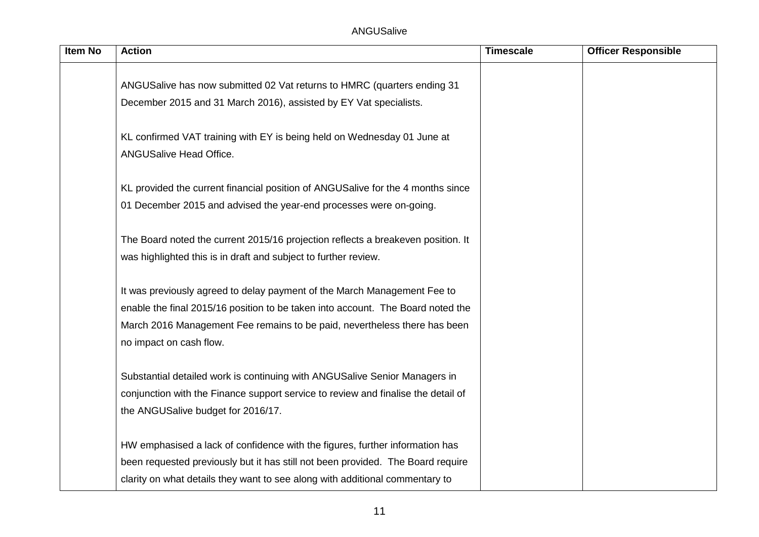| Item No | Action | Timescale | Officer Responsible |
|---|---|---|---|
| | ANGUSalive has now submitted 02 Vat returns to HMRC (quarters ending 31 December 2015 and 31 March 2016), assisted by EY Vat specialists.<br><br>KL confirmed VAT training with EY is being held on Wednesday 01 June at ANGUSalive Head Office.<br><br>KL provided the current financial position of ANGUSalive for the 4 months since 01 December 2015 and advised the year-end processes were on-going.<br><br>The Board noted the current 2015/16 projection reflects a breakeven position. It was highlighted this is in draft and subject to further review.<br><br>It was previously agreed to delay payment of the March Management Fee to enable the final 2015/16 position to be taken into account. The Board noted the March 2016 Management Fee remains to be paid, nevertheless there has been no impact on cash flow.<br><br>Substantial detailed work is continuing with ANGUSalive Senior Managers in conjunction with the Finance support service to review and finalise the detail of the ANGUSalive budget for 2016/17.<br><br>HW emphasised a lack of confidence with the figures, further information has been requested previously but it has still not been provided. The Board require clarity on what details they want to see along with additional commentary to | | |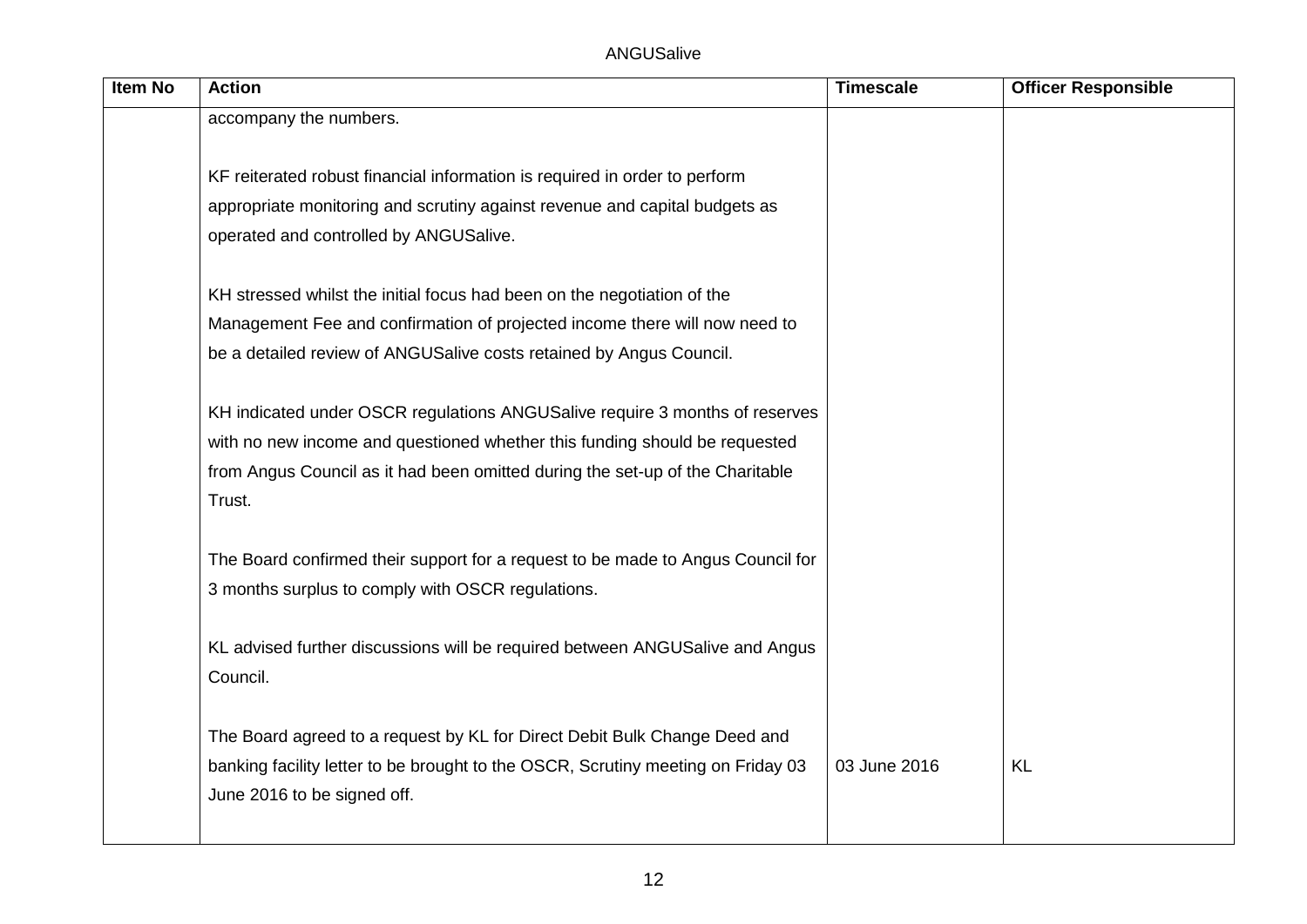| Item No | Action | Timescale | Officer Responsible |
|---|---|---|---|
| | accompany the numbers.<br><br>KF reiterated robust financial information is required in order to perform appropriate monitoring and scrutiny against revenue and capital budgets as operated and controlled by ANGUSalive.<br><br>KH stressed whilst the initial focus had been on the negotiation of the Management Fee and confirmation of projected income there will now need to be a detailed review of ANGUSalive costs retained by Angus Council.<br><br>KH indicated under OSCR regulations ANGUSalive require 3 months of reserves with no new income and questioned whether this funding should be requested from Angus Council as it had been omitted during the set-up of the Charitable Trust.<br><br>The Board confirmed their support for a request to be made to Angus Council for 3 months surplus to comply with OSCR regulations.<br><br>KL advised further discussions will be required between ANGUSalive and Angus Council.<br><br>The Board agreed to a request by KL for Direct Debit Bulk Change Deed and banking facility letter to be brought to the OSCR, Scrutiny meeting on Friday 03 June 2016 to be signed off. | 03 June 2016 | KL |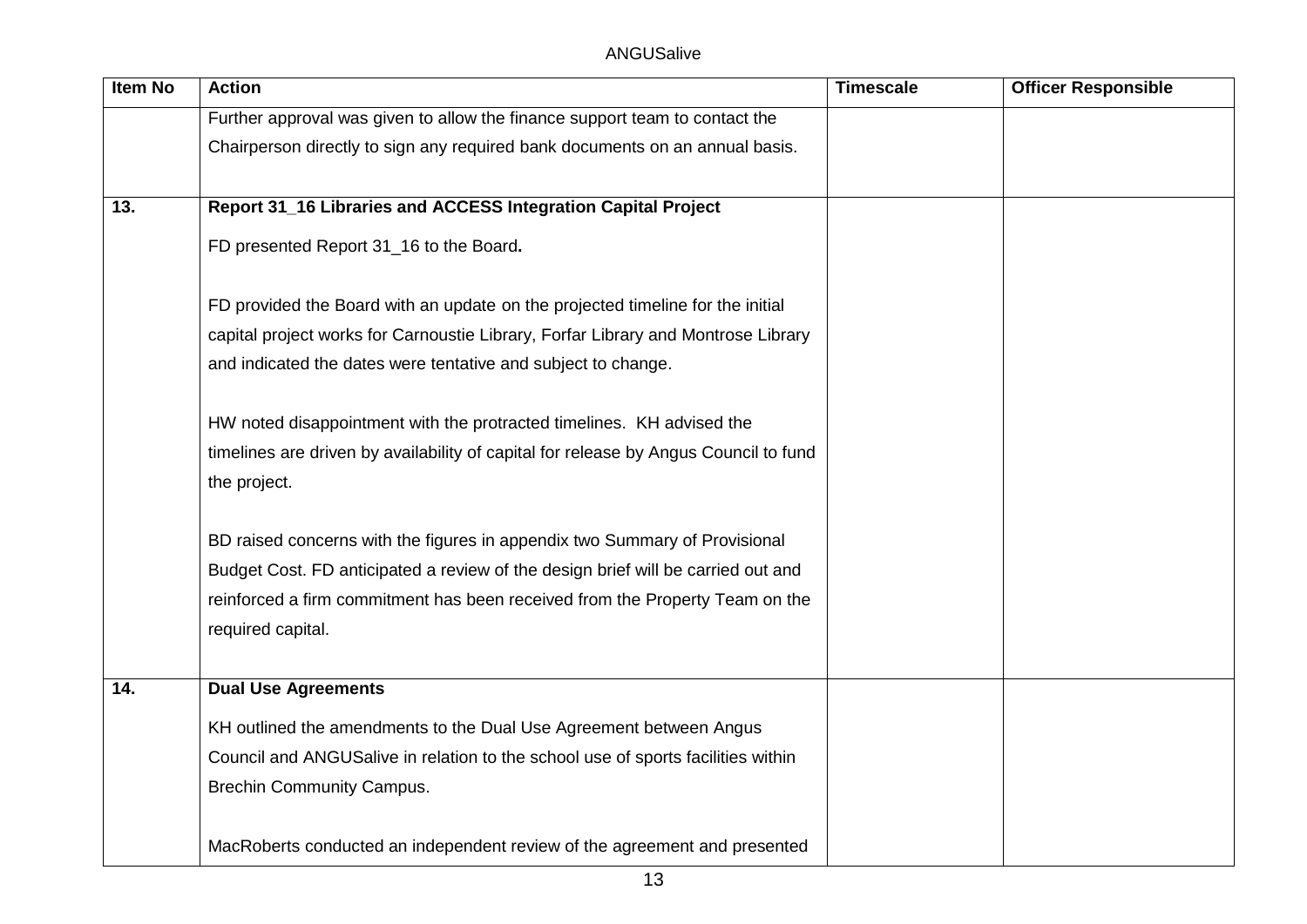| Item No | Action | Timescale | Officer Responsible |
|---|---|---|---|
| | Further approval was given to allow the finance support team to contact the Chairperson directly to sign any required bank documents on an annual basis. | | |
| **13.** | **Report 31_16 Libraries and ACCESS Integration Capital Project**<br><br>FD presented Report 31_16 to the Board**.**<br><br>FD provided the Board with an update on the projected timeline for the initial capital project works for Carnoustie Library, Forfar Library and Montrose Library and indicated the dates were tentative and subject to change.<br><br>HW noted disappointment with the protracted timelines. KH advised the timelines are driven by availability of capital for release by Angus Council to fund the project.<br><br>BD raised concerns with the figures in appendix two Summary of Provisional Budget Cost. FD anticipated a review of the design brief will be carried out and reinforced a firm commitment has been received from the Property Team on the required capital. | | |
| **14.** | **Dual Use Agreements**<br><br>KH outlined the amendments to the Dual Use Agreement between Angus Council and ANGUSalive in relation to the school use of sports facilities within Brechin Community Campus.<br><br>MacRoberts conducted an independent review of the agreement and presented | | |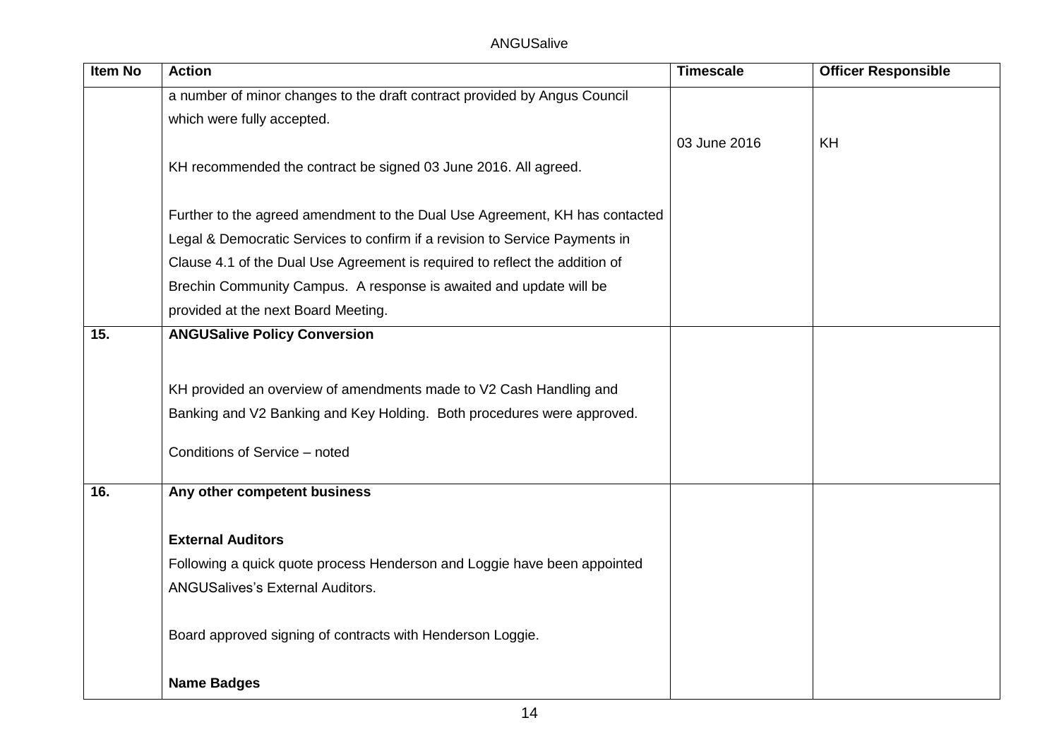| Item No | Action | Timescale | Officer Responsible |
|---|---|---|---|
| | a number of minor changes to the draft contract provided by Angus Council which were fully accepted.<br><br>KH recommended the contract be signed 03 June 2016. All agreed.<br><br>Further to the agreed amendment to the Dual Use Agreement, KH has contacted Legal & Democratic Services to confirm if a revision to Service Payments in Clause 4.1 of the Dual Use Agreement is required to reflect the addition of Brechin Community Campus. A response is awaited and update will be provided at the next Board Meeting. | 03 June 2016 | KH |
| **15.** | **ANGUSalive Policy Conversion**<br><br>KH provided an overview of amendments made to V2 Cash Handling and Banking and V2 Banking and Key Holding. Both procedures were approved.<br><br>Conditions of Service – noted | | |
| **16.** | **Any other competent business**<br><br>**External Auditors**<br>Following a quick quote process Henderson and Loggie have been appointed ANGUSalives's External Auditors.<br><br>Board approved signing of contracts with Henderson Loggie.<br><br>**Name Badges** | | |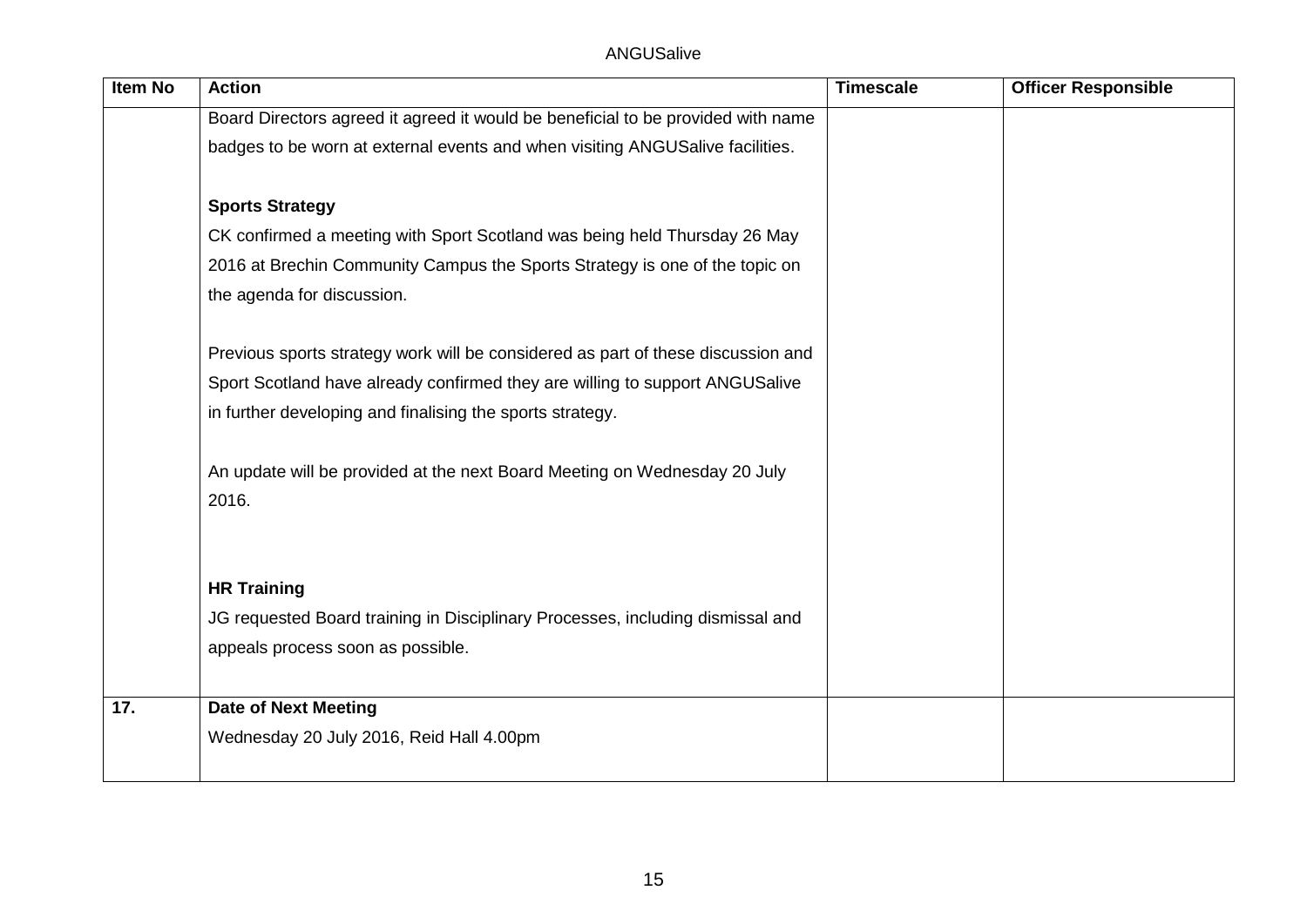| Item No | Action | Timescale | Officer Responsible |
|---|---|---|---|
| | Board Directors agreed it agreed it would be beneficial to be provided with name badges to be worn at external events and when visiting ANGUSalive facilities.<br><br>**Sports Strategy**<br>CK confirmed a meeting with Sport Scotland was being held Thursday 26 May 2016 at Brechin Community Campus the Sports Strategy is one of the topic on the agenda for discussion.<br><br>Previous sports strategy work will be considered as part of these discussion and Sport Scotland have already confirmed they are willing to support ANGUSalive in further developing and finalising the sports strategy.<br><br>An update will be provided at the next Board Meeting on Wednesday 20 July 2016.<br><br>**HR Training**<br>JG requested Board training in Disciplinary Processes, including dismissal and appeals process soon as possible. | | |
| **17.** | **Date of Next Meeting**<br>Wednesday 20 July 2016, Reid Hall 4.00pm | | |